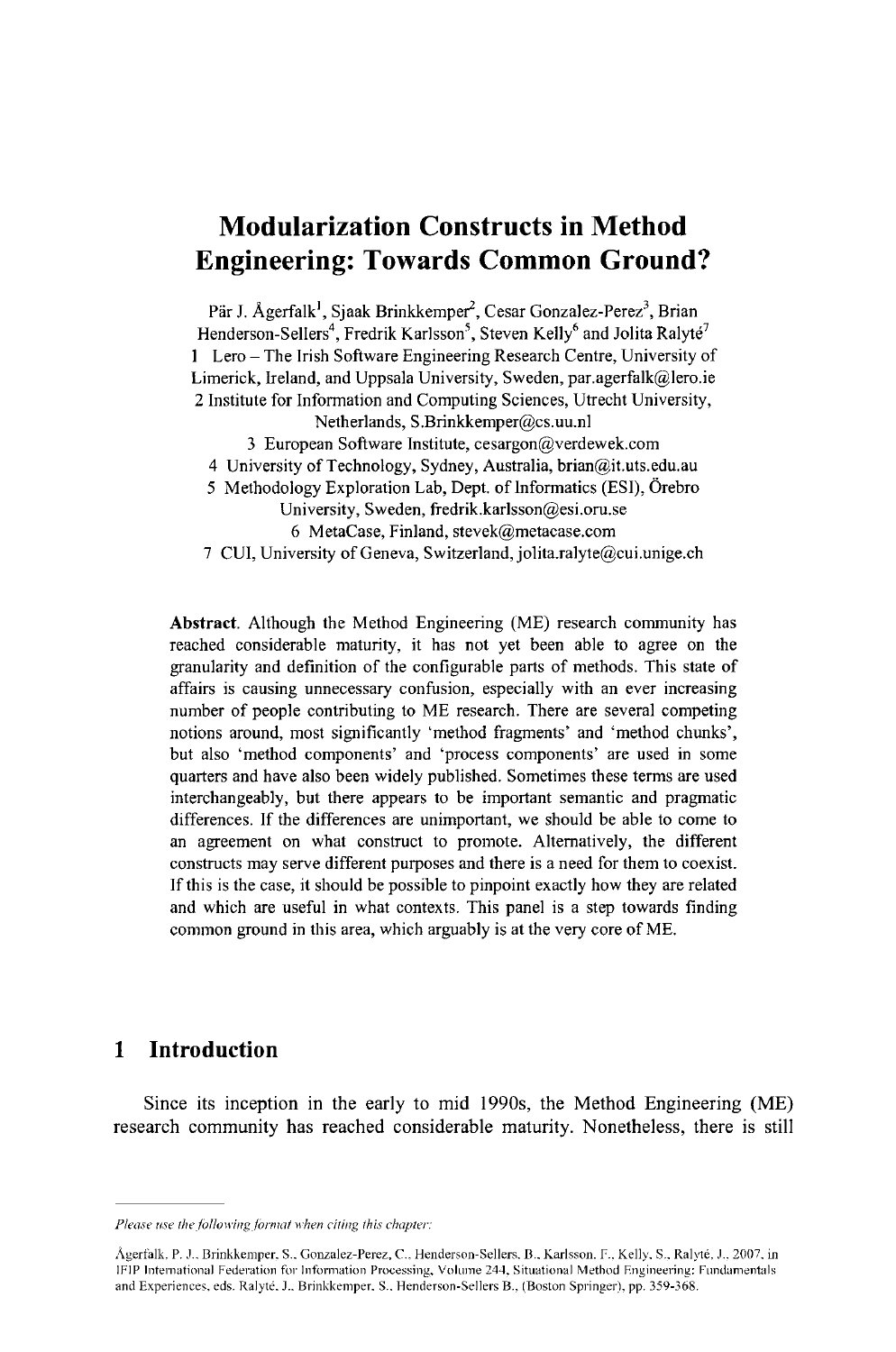# Modularization Constructs in Method Engineering: Towards Common Ground?

Pär J. Ågerfalk[1], Sjaak Brinkkemper[2], Cesar Gonzalez-Perez[3], Brian Henderson-Sellers[4], Fredrik Karlsson[5], Steven Kelly[6] and Jolita Ralyté[7]

1 Lero – The Irish Software Engineering Research Centre, University of Limerick, Ireland, and Uppsala University, Sweden, par.agerfalk@lero.ie

2 Institute for Information and Computing Sciences, Utrecht University, Netherlands, S.Brinkkemper@cs.uu.nl

3 European Software Institute, cesargon@verdewek.com

4 University of Technology, Sydney, Australia, brian@it.uts.edu.au

5 Methodology Exploration Lab, Dept. of Informatics (ESI), Örebro University, Sweden, fredrik.karlsson@esi.oru.se

6 MetaCase, Finland, stevek@metacase.com

7 CUI, University of Geneva, Switzerland, jolita.ralyte@cui.unige.ch

**Abstract.** Although the Method Engineering (ME) research community has reached considerable maturity, it has not yet been able to agree on the granularity and definition of the configurable parts of methods. This state of affairs is causing unnecessary confusion, especially with an ever increasing number of people contributing to ME research. There are several competing notions around, most significantly 'method fragments' and 'method chunks', but also 'method components' and 'process components' are used in some quarters and have also been widely published. Sometimes these terms are used interchangeably, but there appears to be important semantic and pragmatic differences. If the differences are unimportant, we should be able to come to an agreement on what construct to promote. Alternatively, the different constructs may serve different purposes and there is a need for them to coexist. If this is the case, it should be possible to pinpoint exactly how they are related and which are useful in what contexts. This panel is a step towards finding common ground in this area, which arguably is at the very core of ME.

## 1 Introduction

Since its inception in the early to mid 1990s, the Method Engineering (ME) research community has reached considerable maturity. Nonetheless, there is still

*Please use the following format when citing this chapter:*

Ågerfalk, P. J., Brinkkemper, S., Gonzalez-Perez, C., Henderson-Sellers, B., Karlsson, F., Kelly, S., Ralyté, J., 2007, in IFIP International Federation for Information Processing, Volume 244, Situational Method Engineering: Fundamentals and Experiences, eds. Ralyté, J., Brinkkemper, S., Henderson-Sellers B., (Boston Springer), pp. 359-368.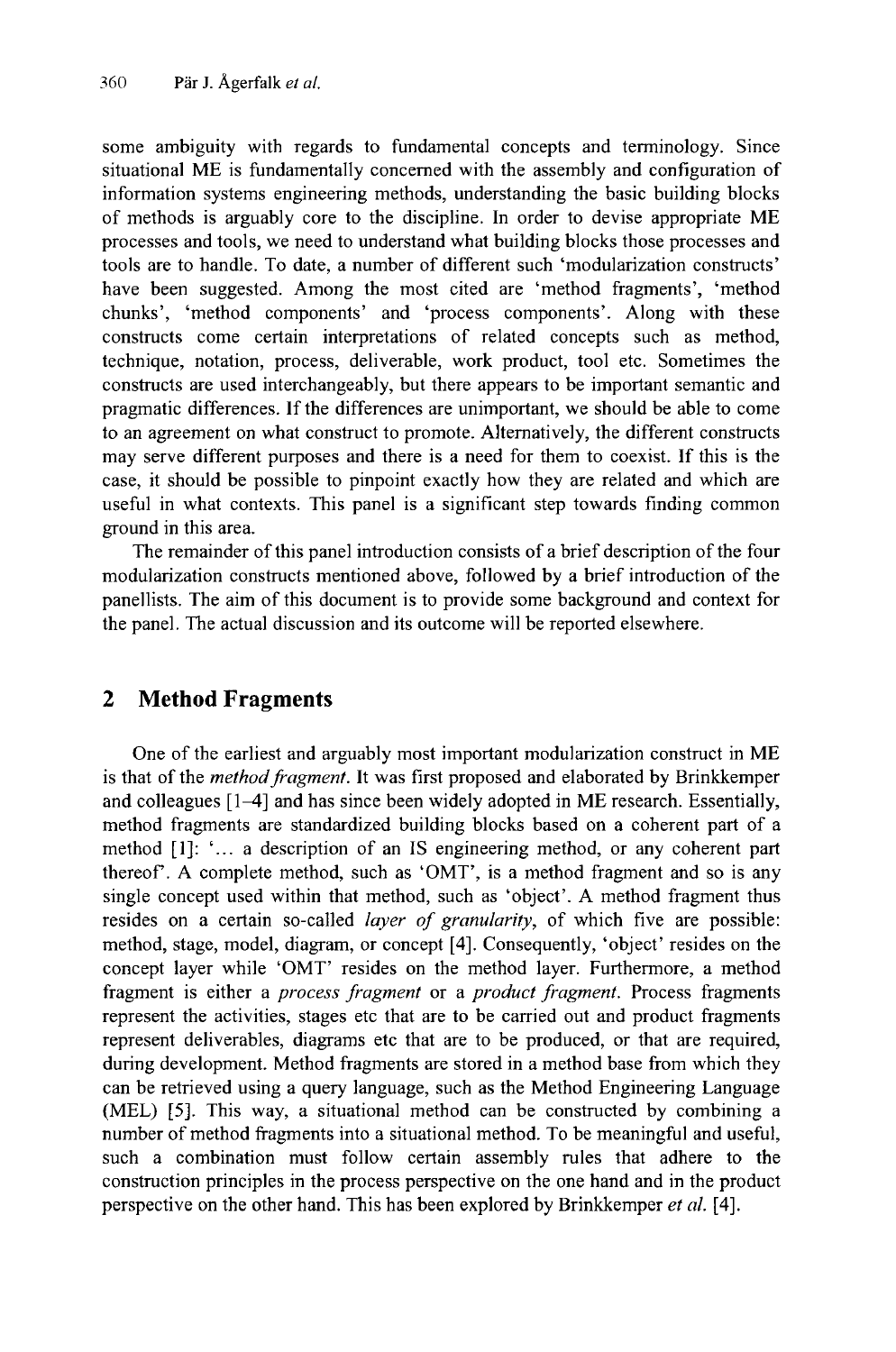some ambiguity with regards to fundamental concepts and terminology. Since situational ME is fundamentally concerned with the assembly and configuration of information systems engineering methods, understanding the basic building blocks of methods is arguably core to the discipline. In order to devise appropriate ME processes and tools, we need to understand what building blocks those processes and tools are to handle. To date, a number of different such 'modularization constructs' have been suggested. Among the most cited are 'method fragments', 'method chunks', 'method components' and 'process components'. Along with these constructs come certain interpretations of related concepts such as method, technique, notation, process, deliverable, work product, tool etc. Sometimes the constructs are used interchangeably, but there appears to be important semantic and pragmatic differences. If the differences are unimportant, we should be able to come to an agreement on what construct to promote. Alternatively, the different constructs may serve different purposes and there is a need for them to coexist. If this is the case, it should be possible to pinpoint exactly how they are related and which are useful in what contexts. This panel is a significant step towards finding common ground in this area.

The remainder of this panel introduction consists of a brief description of the four modularization constructs mentioned above, followed by a brief introduction of the panellists. The aim of this document is to provide some background and context for the panel. The actual discussion and its outcome will be reported elsewhere.

## 2 Method Fragments

One of the earliest and arguably most important modularization construct in ME is that of the *method fragment*. It was first proposed and elaborated by Brinkkemper and colleagues [1–4] and has since been widely adopted in ME research. Essentially, method fragments are standardized building blocks based on a coherent part of a method [1]: '… a description of an IS engineering method, or any coherent part thereof'. A complete method, such as 'OMT', is a method fragment and so is any single concept used within that method, such as 'object'. A method fragment thus resides on a certain so-called *layer of granularity*, of which five are possible: method, stage, model, diagram, or concept [4]. Consequently, 'object' resides on the concept layer while 'OMT' resides on the method layer. Furthermore, a method fragment is either a *process fragment* or a *product fragment*. Process fragments represent the activities, stages etc that are to be carried out and product fragments represent deliverables, diagrams etc that are to be produced, or that are required, during development. Method fragments are stored in a method base from which they can be retrieved using a query language, such as the Method Engineering Language (MEL) [5]. This way, a situational method can be constructed by combining a number of method fragments into a situational method. To be meaningful and useful, such a combination must follow certain assembly rules that adhere to the construction principles in the process perspective on the one hand and in the product perspective on the other hand. This has been explored by Brinkkemper *et al.* [4].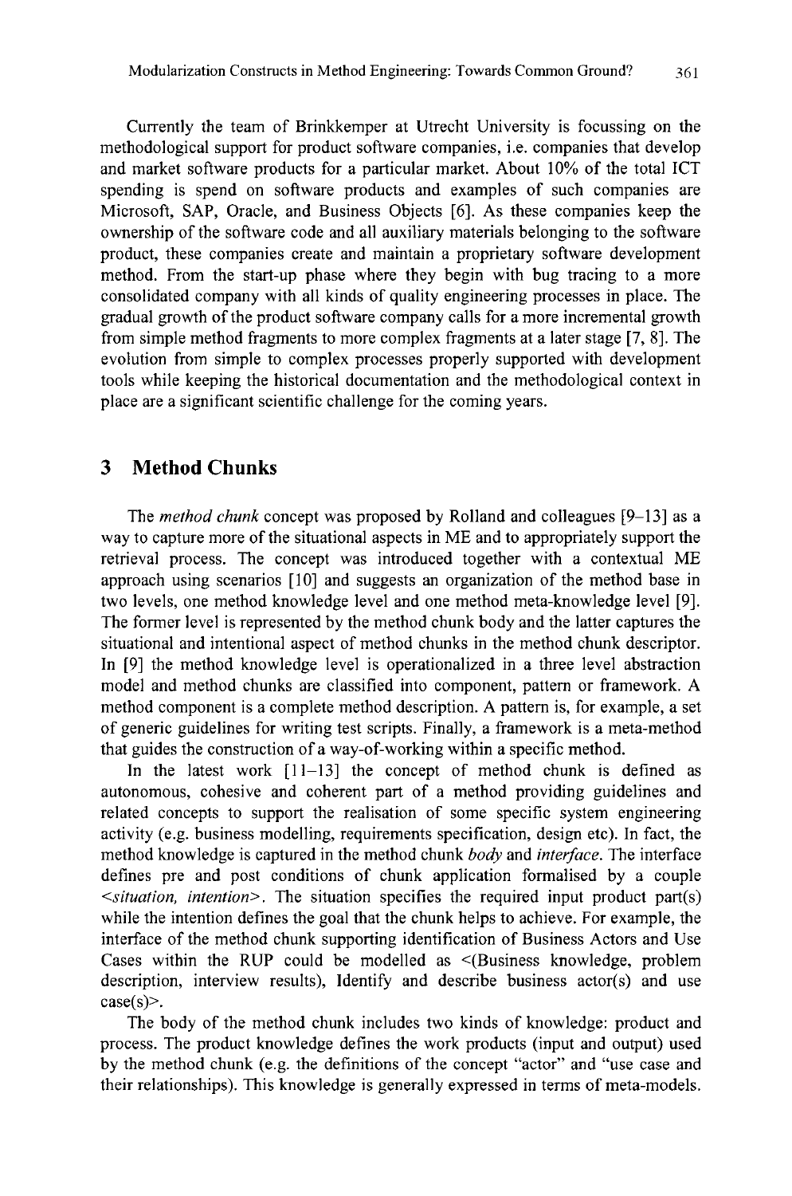Currently the team of Brinkkemper at Utrecht University is focussing on the methodological support for product software companies, i.e. companies that develop and market software products for a particular market. About 10% of the total ICT spending is spend on software products and examples of such companies are Microsoft, SAP, Oracle, and Business Objects [6]. As these companies keep the ownership of the software code and all auxiliary materials belonging to the software product, these companies create and maintain a proprietary software development method. From the start-up phase where they begin with bug tracing to a more consolidated company with all kinds of quality engineering processes in place. The gradual growth of the product software company calls for a more incremental growth from simple method fragments to more complex fragments at a later stage [7, 8]. The evolution from simple to complex processes properly supported with development tools while keeping the historical documentation and the methodological context in place are a significant scientific challenge for the coming years.

## 3 Method Chunks

The *method chunk* concept was proposed by Rolland and colleagues [9–13] as a way to capture more of the situational aspects in ME and to appropriately support the retrieval process. The concept was introduced together with a contextual ME approach using scenarios [10] and suggests an organization of the method base in two levels, one method knowledge level and one method meta-knowledge level [9]. The former level is represented by the method chunk body and the latter captures the situational and intentional aspect of method chunks in the method chunk descriptor. In [9] the method knowledge level is operationalized in a three level abstraction model and method chunks are classified into component, pattern or framework. A method component is a complete method description. A pattern is, for example, a set of generic guidelines for writing test scripts. Finally, a framework is a meta-method that guides the construction of a way-of-working within a specific method.

In the latest work [11–13] the concept of method chunk is defined as autonomous, cohesive and coherent part of a method providing guidelines and related concepts to support the realisation of some specific system engineering activity (e.g. business modelling, requirements specification, design etc). In fact, the method knowledge is captured in the method chunk *body* and *interface*. The interface defines pre and post conditions of chunk application formalised by a couple *<situation, intention>*. The situation specifies the required input product part(s) while the intention defines the goal that the chunk helps to achieve. For example, the interface of the method chunk supporting identification of Business Actors and Use Cases within the RUP could be modelled as <(Business knowledge, problem description, interview results), Identify and describe business actor(s) and use case(s)>.

The body of the method chunk includes two kinds of knowledge: product and process. The product knowledge defines the work products (input and output) used by the method chunk (e.g. the definitions of the concept "actor" and "use case and their relationships). This knowledge is generally expressed in terms of meta-models.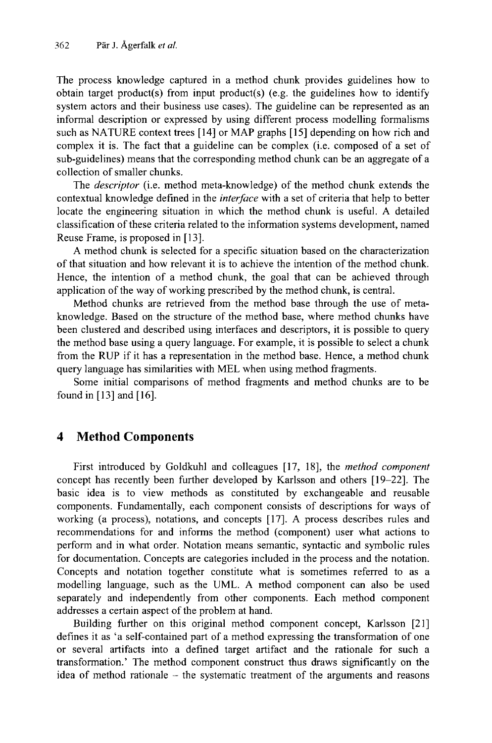The process knowledge captured in a method chunk provides guidelines how to obtain target product(s) from input product(s) (e.g. the guidelines how to identify system actors and their business use cases). The guideline can be represented as an informal description or expressed by using different process modelling formalisms such as NATURE context trees [14] or MAP graphs [15] depending on how rich and complex it is. The fact that a guideline can be complex (i.e. composed of a set of sub-guidelines) means that the corresponding method chunk can be an aggregate of a collection of smaller chunks.

The *descriptor* (i.e. method meta-knowledge) of the method chunk extends the contextual knowledge defined in the *interface* with a set of criteria that help to better locate the engineering situation in which the method chunk is useful. A detailed classification of these criteria related to the information systems development, named Reuse Frame, is proposed in [13].

A method chunk is selected for a specific situation based on the characterization of that situation and how relevant it is to achieve the intention of the method chunk. Hence, the intention of a method chunk, the goal that can be achieved through application of the way of working prescribed by the method chunk, is central.

Method chunks are retrieved from the method base through the use of meta-knowledge. Based on the structure of the method base, where method chunks have been clustered and described using interfaces and descriptors, it is possible to query the method base using a query language. For example, it is possible to select a chunk from the RUP if it has a representation in the method base. Hence, a method chunk query language has similarities with MEL when using method fragments.

Some initial comparisons of method fragments and method chunks are to be found in [13] and [16].

## 4 Method Components

First introduced by Goldkuhl and colleagues [17, 18], the *method component* concept has recently been further developed by Karlsson and others [19–22]. The basic idea is to view methods as constituted by exchangeable and reusable components. Fundamentally, each component consists of descriptions for ways of working (a process), notations, and concepts [17]. A process describes rules and recommendations for and informs the method (component) user what actions to perform and in what order. Notation means semantic, syntactic and symbolic rules for documentation. Concepts are categories included in the process and the notation. Concepts and notation together constitute what is sometimes referred to as a modelling language, such as the UML. A method component can also be used separately and independently from other components. Each method component addresses a certain aspect of the problem at hand.

Building further on this original method component concept, Karlsson [21] defines it as 'a self-contained part of a method expressing the transformation of one or several artifacts into a defined target artifact and the rationale for such a transformation.' The method component construct thus draws significantly on the idea of method rationale – the systematic treatment of the arguments and reasons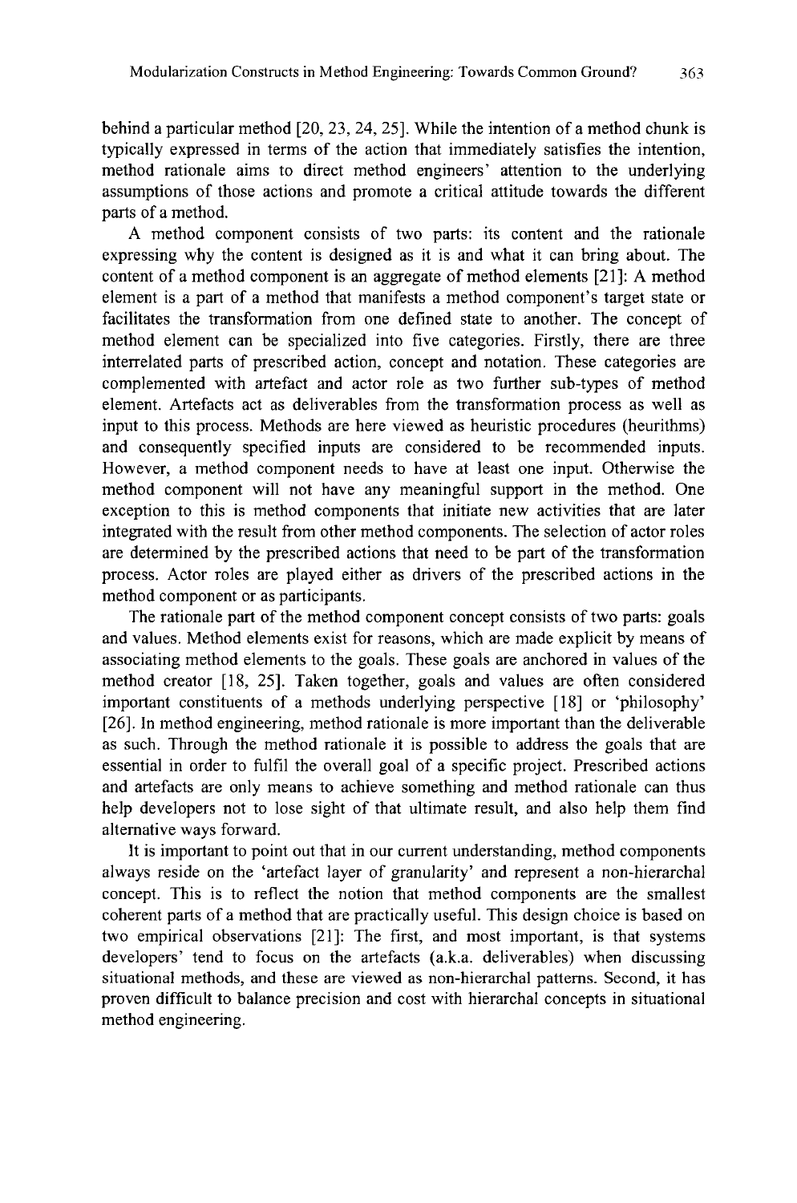behind a particular method [20, 23, 24, 25]. While the intention of a method chunk is typically expressed in terms of the action that immediately satisfies the intention, method rationale aims to direct method engineers' attention to the underlying assumptions of those actions and promote a critical attitude towards the different parts of a method.

A method component consists of two parts: its content and the rationale expressing why the content is designed as it is and what it can bring about. The content of a method component is an aggregate of method elements [21]: A method element is a part of a method that manifests a method component's target state or facilitates the transformation from one defined state to another. The concept of method element can be specialized into five categories. Firstly, there are three interrelated parts of prescribed action, concept and notation. These categories are complemented with artefact and actor role as two further sub-types of method element. Artefacts act as deliverables from the transformation process as well as input to this process. Methods are here viewed as heuristic procedures (heurithms) and consequently specified inputs are considered to be recommended inputs. However, a method component needs to have at least one input. Otherwise the method component will not have any meaningful support in the method. One exception to this is method components that initiate new activities that are later integrated with the result from other method components. The selection of actor roles are determined by the prescribed actions that need to be part of the transformation process. Actor roles are played either as drivers of the prescribed actions in the method component or as participants.

The rationale part of the method component concept consists of two parts: goals and values. Method elements exist for reasons, which are made explicit by means of associating method elements to the goals. These goals are anchored in values of the method creator [18, 25]. Taken together, goals and values are often considered important constituents of a methods underlying perspective [18] or 'philosophy' [26]. In method engineering, method rationale is more important than the deliverable as such. Through the method rationale it is possible to address the goals that are essential in order to fulfil the overall goal of a specific project. Prescribed actions and artefacts are only means to achieve something and method rationale can thus help developers not to lose sight of that ultimate result, and also help them find alternative ways forward.

It is important to point out that in our current understanding, method components always reside on the 'artefact layer of granularity' and represent a non-hierarchal concept. This is to reflect the notion that method components are the smallest coherent parts of a method that are practically useful. This design choice is based on two empirical observations [21]: The first, and most important, is that systems developers' tend to focus on the artefacts (a.k.a. deliverables) when discussing situational methods, and these are viewed as non-hierarchal patterns. Second, it has proven difficult to balance precision and cost with hierarchal concepts in situational method engineering.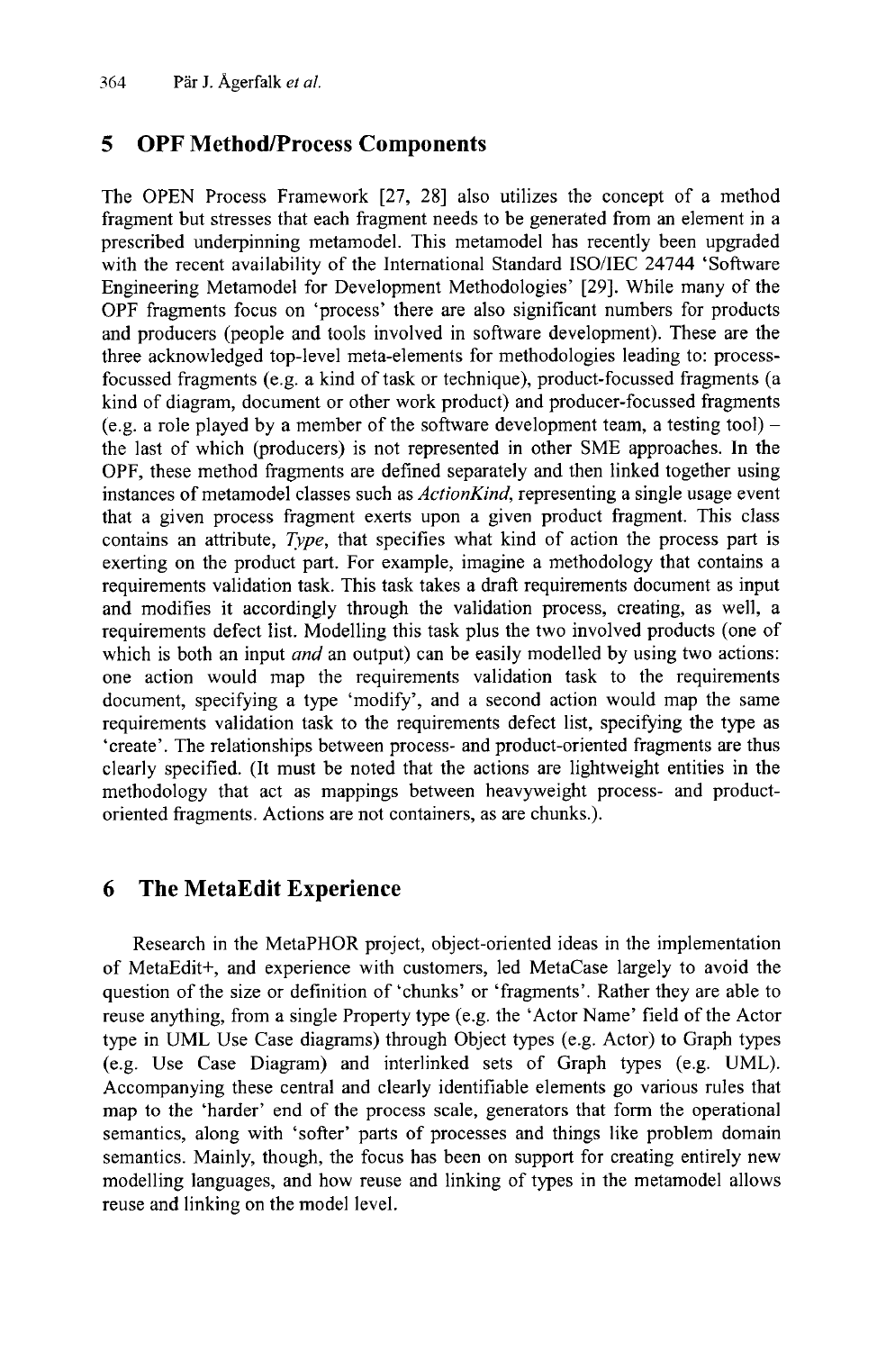## 5 OPF Method/Process Components

The OPEN Process Framework [27, 28] also utilizes the concept of a method fragment but stresses that each fragment needs to be generated from an element in a prescribed underpinning metamodel. This metamodel has recently been upgraded with the recent availability of the International Standard ISO/IEC 24744 'Software Engineering Metamodel for Development Methodologies' [29]. While many of the OPF fragments focus on 'process' there are also significant numbers for products and producers (people and tools involved in software development). These are the three acknowledged top-level meta-elements for methodologies leading to: process-focussed fragments (e.g. a kind of task or technique), product-focussed fragments (a kind of diagram, document or other work product) and producer-focussed fragments (e.g. a role played by a member of the software development team, a testing tool) – the last of which (producers) is not represented in other SME approaches. In the OPF, these method fragments are defined separately and then linked together using instances of metamodel classes such as *ActionKind*, representing a single usage event that a given process fragment exerts upon a given product fragment. This class contains an attribute, *Type*, that specifies what kind of action the process part is exerting on the product part. For example, imagine a methodology that contains a requirements validation task. This task takes a draft requirements document as input and modifies it accordingly through the validation process, creating, as well, a requirements defect list. Modelling this task plus the two involved products (one of which is both an input *and* an output) can be easily modelled by using two actions: one action would map the requirements validation task to the requirements document, specifying a type 'modify', and a second action would map the same requirements validation task to the requirements defect list, specifying the type as 'create'. The relationships between process- and product-oriented fragments are thus clearly specified. (It must be noted that the actions are lightweight entities in the methodology that act as mappings between heavyweight process- and product-oriented fragments. Actions are not containers, as are chunks.).

## 6 The MetaEdit Experience

Research in the MetaPHOR project, object-oriented ideas in the implementation of MetaEdit+, and experience with customers, led MetaCase largely to avoid the question of the size or definition of 'chunks' or 'fragments'. Rather they are able to reuse anything, from a single Property type (e.g. the 'Actor Name' field of the Actor type in UML Use Case diagrams) through Object types (e.g. Actor) to Graph types (e.g. Use Case Diagram) and interlinked sets of Graph types (e.g. UML). Accompanying these central and clearly identifiable elements go various rules that map to the 'harder' end of the process scale, generators that form the operational semantics, along with 'softer' parts of processes and things like problem domain semantics. Mainly, though, the focus has been on support for creating entirely new modelling languages, and how reuse and linking of types in the metamodel allows reuse and linking on the model level.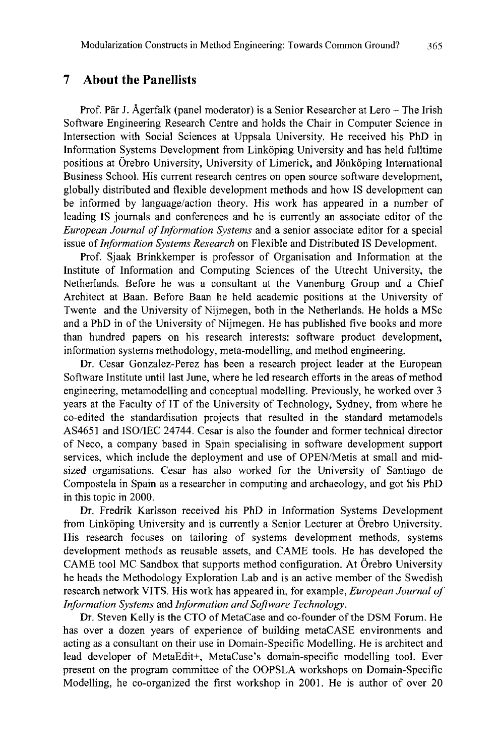## 7 About the Panellists

Prof. Pär J. Ågerfalk (panel moderator) is a Senior Researcher at Lero – The Irish Software Engineering Research Centre and holds the Chair in Computer Science in Intersection with Social Sciences at Uppsala University. He received his PhD in Information Systems Development from Linköping University and has held fulltime positions at Örebro University, University of Limerick, and Jönköping International Business School. His current research centres on open source software development, globally distributed and flexible development methods and how IS development can be informed by language/action theory. His work has appeared in a number of leading IS journals and conferences and he is currently an associate editor of the *European Journal of Information Systems* and a senior associate editor for a special issue of *Information Systems Research* on Flexible and Distributed IS Development.

Prof. Sjaak Brinkkemper is professor of Organisation and Information at the Institute of Information and Computing Sciences of the Utrecht University, the Netherlands. Before he was a consultant at the Vanenburg Group and a Chief Architect at Baan. Before Baan he held academic positions at the University of Twente and the University of Nijmegen, both in the Netherlands. He holds a MSc and a PhD in of the University of Nijmegen. He has published five books and more than hundred papers on his research interests: software product development, information systems methodology, meta-modelling, and method engineering.

Dr. Cesar Gonzalez-Perez has been a research project leader at the European Software Institute until last June, where he led research efforts in the areas of method engineering, metamodelling and conceptual modelling. Previously, he worked over 3 years at the Faculty of IT of the University of Technology, Sydney, from where he co-edited the standardisation projects that resulted in the standard metamodels AS4651 and ISO/IEC 24744. Cesar is also the founder and former technical director of Neco, a company based in Spain specialising in software development support services, which include the deployment and use of OPEN/Metis at small and mid-sized organisations. Cesar has also worked for the University of Santiago de Compostela in Spain as a researcher in computing and archaeology, and got his PhD in this topic in 2000.

Dr. Fredrik Karlsson received his PhD in Information Systems Development from Linköping University and is currently a Senior Lecturer at Örebro University. His research focuses on tailoring of systems development methods, systems development methods as reusable assets, and CAME tools. He has developed the CAME tool MC Sandbox that supports method configuration. At Örebro University he heads the Methodology Exploration Lab and is an active member of the Swedish research network VITS. His work has appeared in, for example, *European Journal of Information Systems* and *Information and Software Technology*.

Dr. Steven Kelly is the CTO of MetaCase and co-founder of the DSM Forum. He has over a dozen years of experience of building metaCASE environments and acting as a consultant on their use in Domain-Specific Modelling. He is architect and lead developer of MetaEdit+, MetaCase's domain-specific modelling tool. Ever present on the program committee of the OOPSLA workshops on Domain-Specific Modelling, he co-organized the first workshop in 2001. He is author of over 20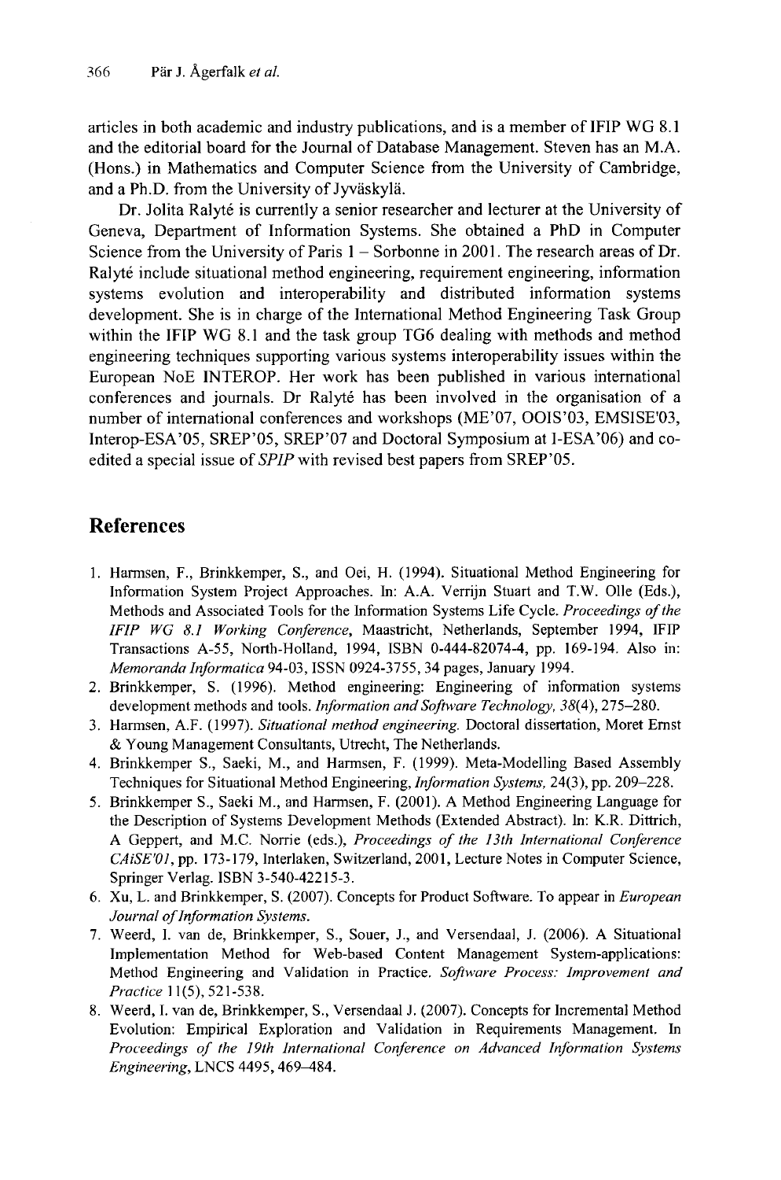articles in both academic and industry publications, and is a member of IFIP WG 8.1 and the editorial board for the Journal of Database Management. Steven has an M.A. (Hons.) in Mathematics and Computer Science from the University of Cambridge, and a Ph.D. from the University of Jyväskylä.

Dr. Jolita Ralyté is currently a senior researcher and lecturer at the University of Geneva, Department of Information Systems. She obtained a PhD in Computer Science from the University of Paris 1 – Sorbonne in 2001. The research areas of Dr. Ralyté include situational method engineering, requirement engineering, information systems evolution and interoperability and distributed information systems development. She is in charge of the International Method Engineering Task Group within the IFIP WG 8.1 and the task group TG6 dealing with methods and method engineering techniques supporting various systems interoperability issues within the European NoE INTEROP. Her work has been published in various international conferences and journals. Dr Ralyté has been involved in the organisation of a number of international conferences and workshops (ME'07, OOIS'03, EMSISE'03, Interop-ESA'05, SREP'05, SREP'07 and Doctoral Symposium at I-ESA'06) and co-edited a special issue of *SPIP* with revised best papers from SREP'05.

## References

1. Harmsen, F., Brinkkemper, S., and Oei, H. (1994). Situational Method Engineering for Information System Project Approaches. In: A.A. Verrijn Stuart and T.W. Olle (Eds.), Methods and Associated Tools for the Information Systems Life Cycle. *Proceedings of the IFIP WG 8.1 Working Conference*, Maastricht, Netherlands, September 1994, IFIP Transactions A-55, North-Holland, 1994, ISBN 0-444-82074-4, pp. 169-194. Also in: *Memoranda Informatica* 94-03, ISSN 0924-3755, 34 pages, January 1994.
2. Brinkkemper, S. (1996). Method engineering: Engineering of information systems development methods and tools. *Information and Software Technology, 38*(4), 275–280.
3. Harmsen, A.F. (1997). *Situational method engineering.* Doctoral dissertation, Moret Ernst & Young Management Consultants, Utrecht, The Netherlands.
4. Brinkkemper S., Saeki, M., and Harmsen, F. (1999). Meta-Modelling Based Assembly Techniques for Situational Method Engineering, *Information Systems,* 24(3), pp. 209–228.
5. Brinkkemper S., Saeki M., and Harmsen, F. (2001). A Method Engineering Language for the Description of Systems Development Methods (Extended Abstract). In: K.R. Dittrich, A Geppert, and M.C. Norrie (eds.), *Proceedings of the 13th International Conference CAiSE'01*, pp. 173-179, Interlaken, Switzerland, 2001, Lecture Notes in Computer Science, Springer Verlag. ISBN 3-540-42215-3.
6. Xu, L. and Brinkkemper, S. (2007). Concepts for Product Software. To appear in *European Journal of Information Systems.*
7. Weerd, I. van de, Brinkkemper, S., Souer, J., and Versendaal, J. (2006). A Situational Implementation Method for Web-based Content Management System-applications: Method Engineering and Validation in Practice. *Software Process: Improvement and Practice* 11(5), 521-538.
8. Weerd, I. van de, Brinkkemper, S., Versendaal J. (2007). Concepts for Incremental Method Evolution: Empirical Exploration and Validation in Requirements Management. In *Proceedings of the 19th International Conference on Advanced Information Systems Engineering*, LNCS 4495, 469–484.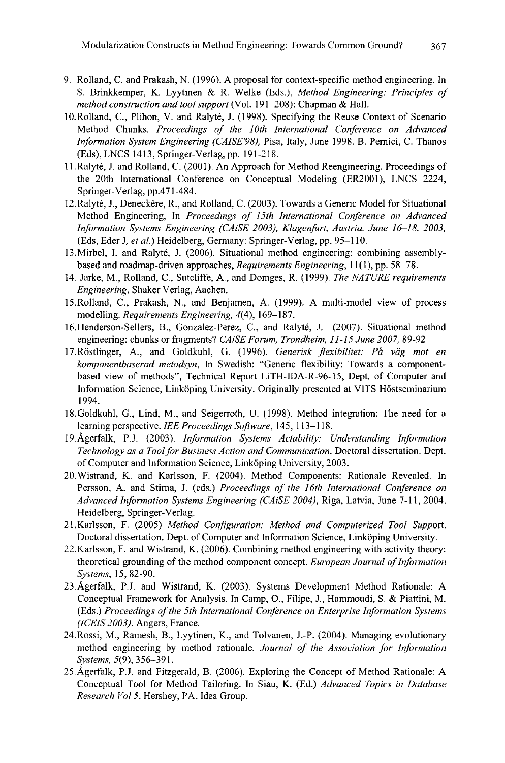9. Rolland, C. and Prakash, N. (1996). A proposal for context-specific method engineering. In S. Brinkkemper, K. Lyytinen & R. Welke (Eds.), *Method Engineering: Principles of method construction and tool support* (Vol. 191–208): Chapman & Hall.
10. Rolland, C., Plihon, V. and Ralyté, J. (1998). Specifying the Reuse Context of Scenario Method Chunks. *Proceedings of the 10th International Conference on Advanced Information System Engineering (CAISE'98)*, Pisa, Italy, June 1998. B. Pernici, C. Thanos (Eds), LNCS 1413, Springer-Verlag, pp. 191-218.
11. Ralyté, J. and Rolland, C. (2001). An Approach for Method Reengineering. Proceedings of the 20th International Conference on Conceptual Modeling (ER2001), LNCS 2224, Springer-Verlag, pp.471-484.
12. Ralyté, J., Deneckère, R., and Rolland, C. (2003). Towards a Generic Model for Situational Method Engineering, In *Proceedings of 15th International Conference on Advanced Information Systems Engineering (CAiSE 2003), Klagenfurt, Austria, June 16–18, 2003*, (Eds, Eder J, *et al.*) Heidelberg, Germany: Springer-Verlag, pp. 95–110.
13. Mirbel, I. and Ralyté, J. (2006). Situational method engineering: combining assembly-based and roadmap-driven approaches, *Requirements Engineering*, 11(1), pp. 58–78.
14. Jarke, M., Rolland, C., Sutcliffe, A., and Domges, R. (1999). *The NATURE requirements Engineering*. Shaker Verlag, Aachen.
15. Rolland, C., Prakash, N., and Benjamen, A. (1999). A multi-model view of process modelling. *Requirements Engineering, 4*(4), 169–187.
16. Henderson-Sellers, B., Gonzalez-Perez, C., and Ralyté, J. (2007). Situational method engineering: chunks or fragments? *CAiSE Forum, Trondheim, 11-15 June 2007*, 89-92
17. Röstlinger, A., and Goldkuhl, G. (1996). *Generisk flexibilitet: På väg mot en komponentbaserad metodsyn*, In Swedish: "Generic flexibility: Towards a component-based view of methods", Technical Report LiTH-IDA-R-96-15, Dept. of Computer and Information Science, Linköping University. Originally presented at VITS Höstseminarium 1994.
18. Goldkuhl, G., Lind, M., and Seigerroth, U. (1998). Method integration: The need for a learning perspective. *IEE Proceedings Software*, 145, 113–118.
19. Ågerfalk, P.J. (2003). *Information Systems Actability: Understanding Information Technology as a Tool for Business Action and Communication*. Doctoral dissertation. Dept. of Computer and Information Science, Linköping University, 2003.
20. Wistrand, K. and Karlsson, F. (2004). Method Components: Rationale Revealed. In Persson, A. and Stirna, J. (eds.) *Proceedings of the 16th International Conference on Advanced Information Systems Engineering (CAiSE 2004)*, Riga, Latvia, June 7-11, 2004. Heidelberg, Springer-Verlag.
21. Karlsson, F. (2005) *Method Configuration: Method and Computerized Tool Support*. Doctoral dissertation. Dept. of Computer and Information Science, Linköping University.
22. Karlsson, F. and Wistrand, K. (2006). Combining method engineering with activity theory: theoretical grounding of the method component concept. *European Journal of Information Systems*, 15, 82-90.
23. Ågerfalk, P.J. and Wistrand, K. (2003). Systems Development Method Rationale: A Conceptual Framework for Analysis. In Camp, O., Filipe, J., Hammoudi, S. & Piattini, M. (Eds.) *Proceedings of the 5th International Conference on Enterprise Information Systems (ICEIS 2003)*. Angers, France.
24. Rossi, M., Ramesh, B., Lyytinen, K., and Tolvanen, J.-P. (2004). Managing evolutionary method engineering by method rationale. *Journal of the Association for Information Systems, 5*(9), 356–391.
25. Ågerfalk, P.J. and Fitzgerald, B. (2006). Exploring the Concept of Method Rationale: A Conceptual Tool for Method Tailoring. In Siau, K. (Ed.) *Advanced Topics in Database Research Vol 5*. Hershey, PA, Idea Group.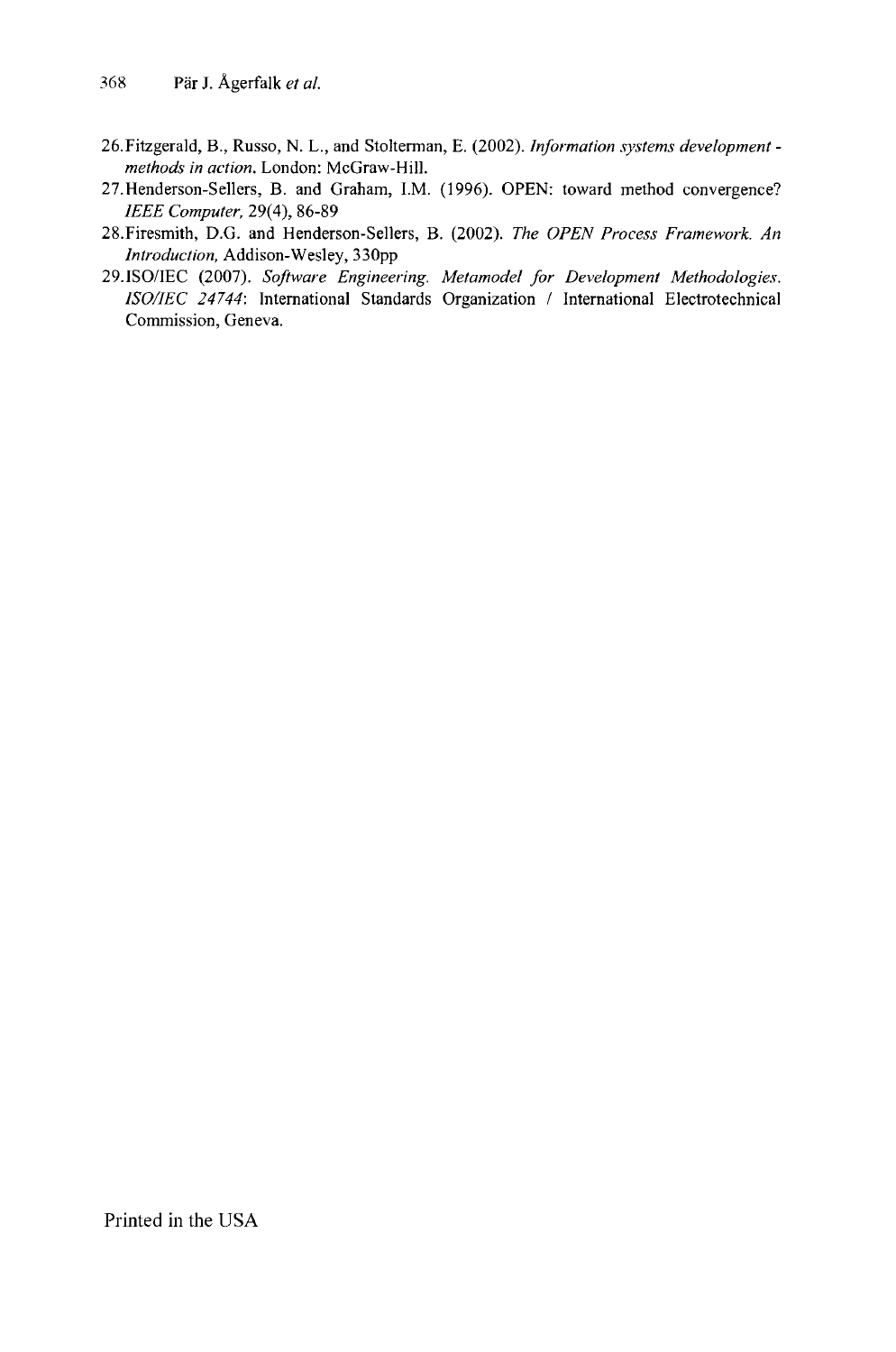26. Fitzgerald, B., Russo, N. L., and Stolterman, E. (2002). *Information systems development - methods in action*. London: McGraw-Hill.
27. Henderson-Sellers, B. and Graham, I.M. (1996). OPEN: toward method convergence? *IEEE Computer,* 29(4), 86-89
28. Firesmith, D.G. and Henderson-Sellers, B. (2002). *The OPEN Process Framework. An Introduction,* Addison-Wesley, 330pp
29. ISO/IEC (2007). *Software Engineering. Metamodel for Development Methodologies. ISO/IEC 24744*: International Standards Organization / International Electrotechnical Commission, Geneva.

Printed in the USA